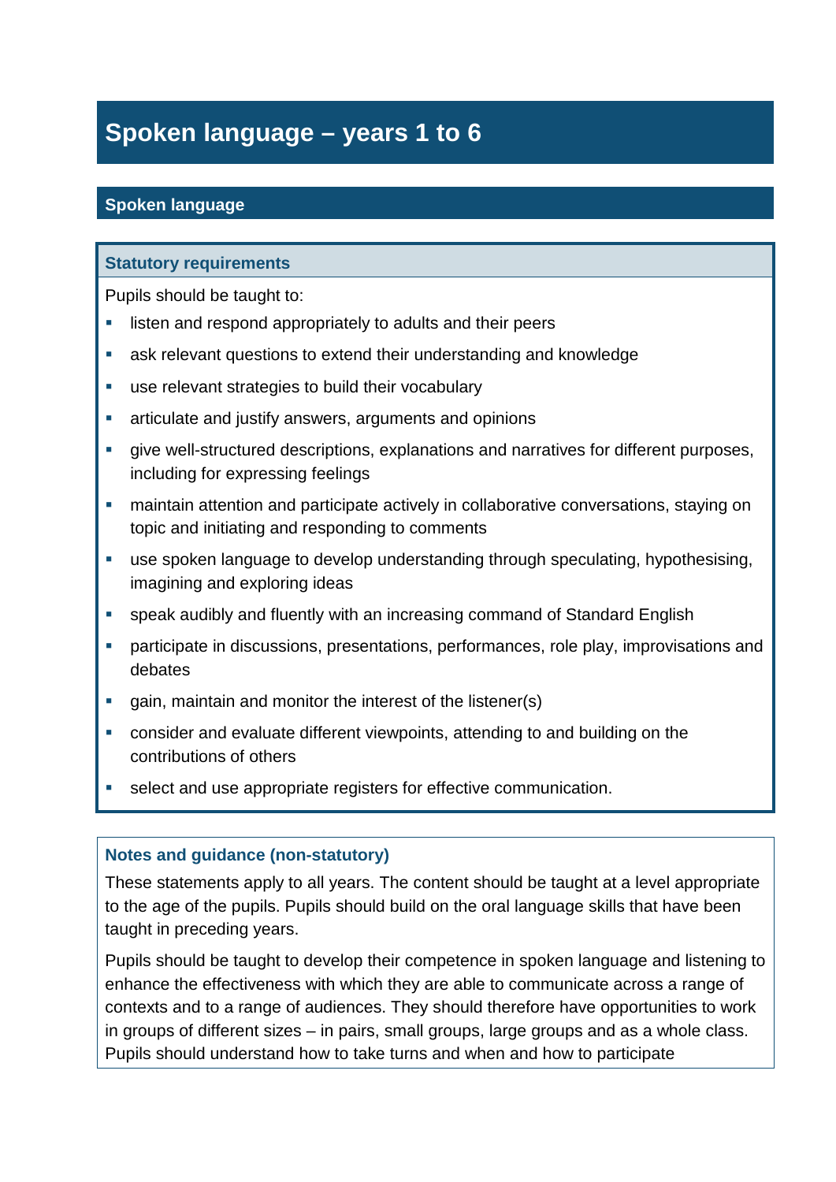# Spoken language – years 1 to 6

## Spoken language

### Statutory requirements

Pupils should be taught to:

- listen and respond appropriately to adults and their peers
- ask relevant questions to extend their understanding and knowledge
- use relevant strategies to build their vocabulary
- articulate and justify answers, arguments and opinions
- give well-structured descriptions, explanations and narratives for different purposes, including for expressing feelings
- maintain attention and participate actively in collaborative conversations, staying on topic and initiating and responding to comments
- use spoken language to develop understanding through speculating, hypothesising, imagining and exploring ideas
- speak audibly and fluently with an increasing command of Standard English
- participate in discussions, presentations, performances, role play, improvisations and debates
- gain, maintain and monitor the interest of the listener(s)
- consider and evaluate different viewpoints, attending to and building on the contributions of others
- select and use appropriate registers for effective communication.

### Notes and guidance (non-statutory)

These statements apply to all years. The content should be taught at a level appropriate to the age of the pupils. Pupils should build on the oral language skills that have been taught in preceding years.

Pupils should be taught to develop their competence in spoken language and listening to enhance the effectiveness with which they are able to communicate across a range of contexts and to a range of audiences. They should therefore have opportunities to work in groups of different sizes – in pairs, small groups, large groups and as a whole class. Pupils should understand how to take turns and when and how to participate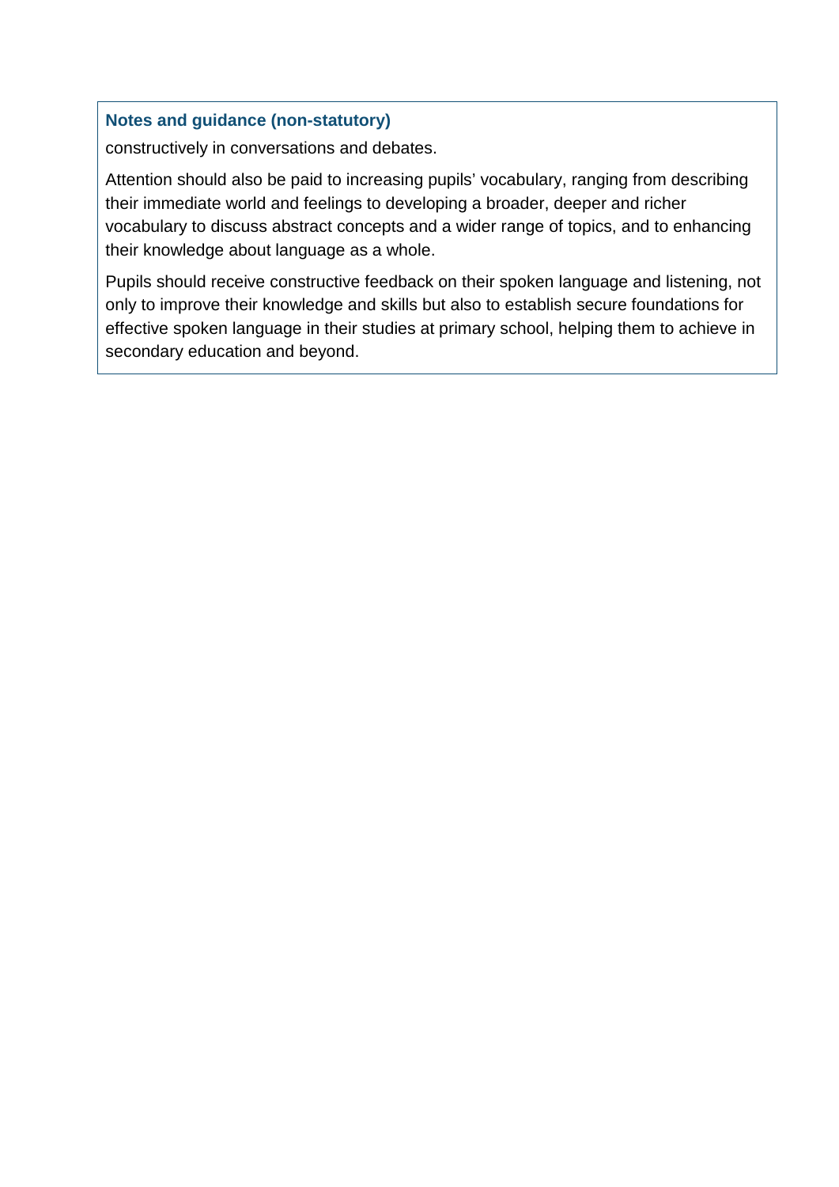**Notes and guidance (non-statutory)**

constructively in conversations and debates.

Attention should also be paid to increasing pupils' vocabulary, ranging from describing their immediate world and feelings to developing a broader, deeper and richer vocabulary to discuss abstract concepts and a wider range of topics, and to enhancing their knowledge about language as a whole.

Pupils should receive constructive feedback on their spoken language and listening, not only to improve their knowledge and skills but also to establish secure foundations for effective spoken language in their studies at primary school, helping them to achieve in secondary education and beyond.